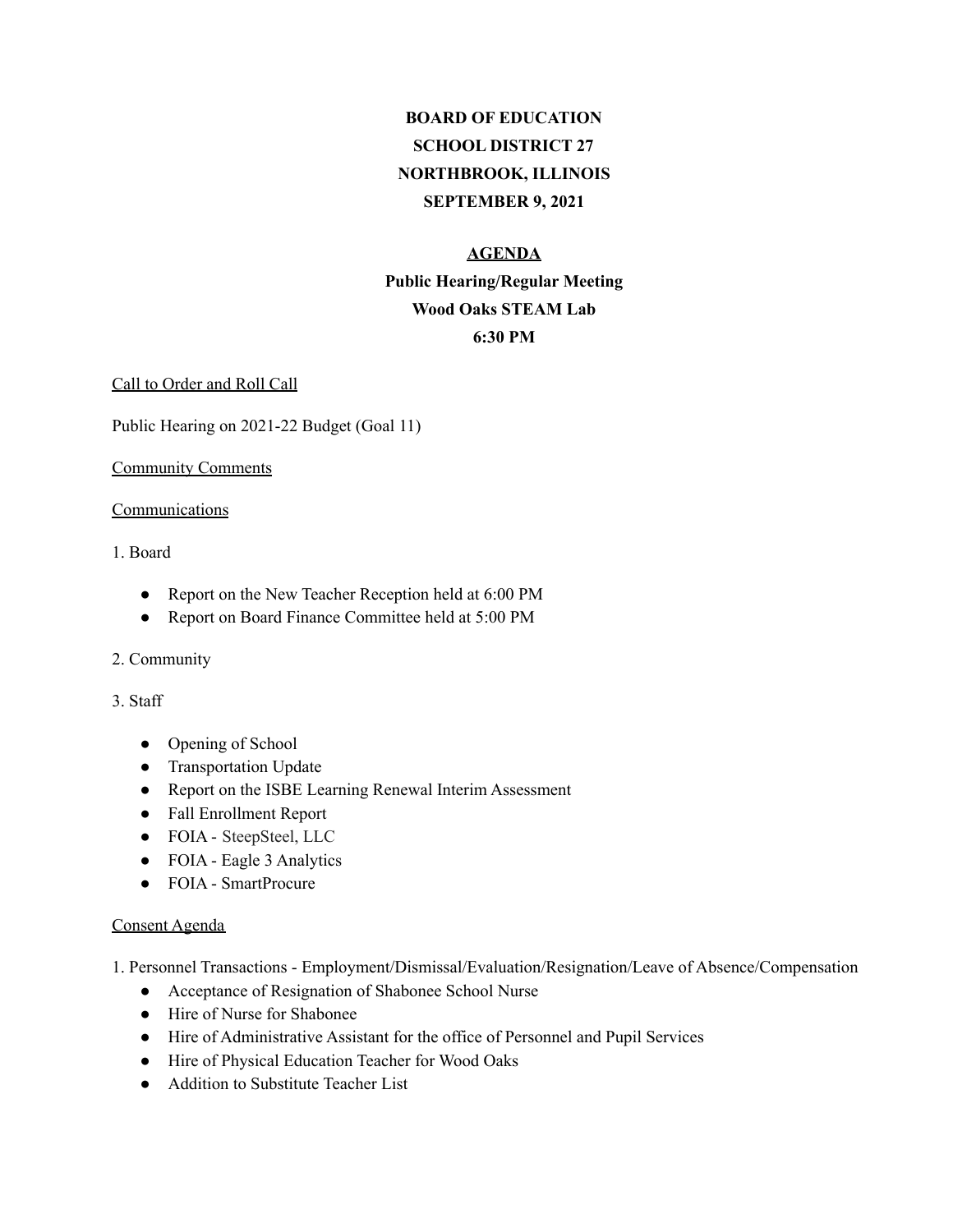**BOARD OF EDUCATION**
**SCHOOL DISTRICT 27**
**NORTHBROOK, ILLINOIS**
**SEPTEMBER 9, 2021**

**AGENDA**
**Public Hearing/Regular Meeting**
**Wood Oaks STEAM Lab**
**6:30 PM**

Call to Order and Roll Call

Public Hearing on 2021-22 Budget (Goal 11)

Community Comments

Communications

1. Board
   - Report on the New Teacher Reception held at 6:00 PM
   - Report on Board Finance Committee held at 5:00 PM
2. Community
3. Staff
   - Opening of School
   - Transportation Update
   - Report on the ISBE Learning Renewal Interim Assessment
   - Fall Enrollment Report
   - FOIA - SteepSteel, LLC
   - FOIA - Eagle 3 Analytics
   - FOIA - SmartProcure

Consent Agenda

1. Personnel Transactions - Employment/Dismissal/Evaluation/Resignation/Leave of Absence/Compensation
   - Acceptance of Resignation of Shabonee School Nurse
   - Hire of Nurse for Shabonee
   - Hire of Administrative Assistant for the office of Personnel and Pupil Services
   - Hire of Physical Education Teacher for Wood Oaks
   - Addition to Substitute Teacher List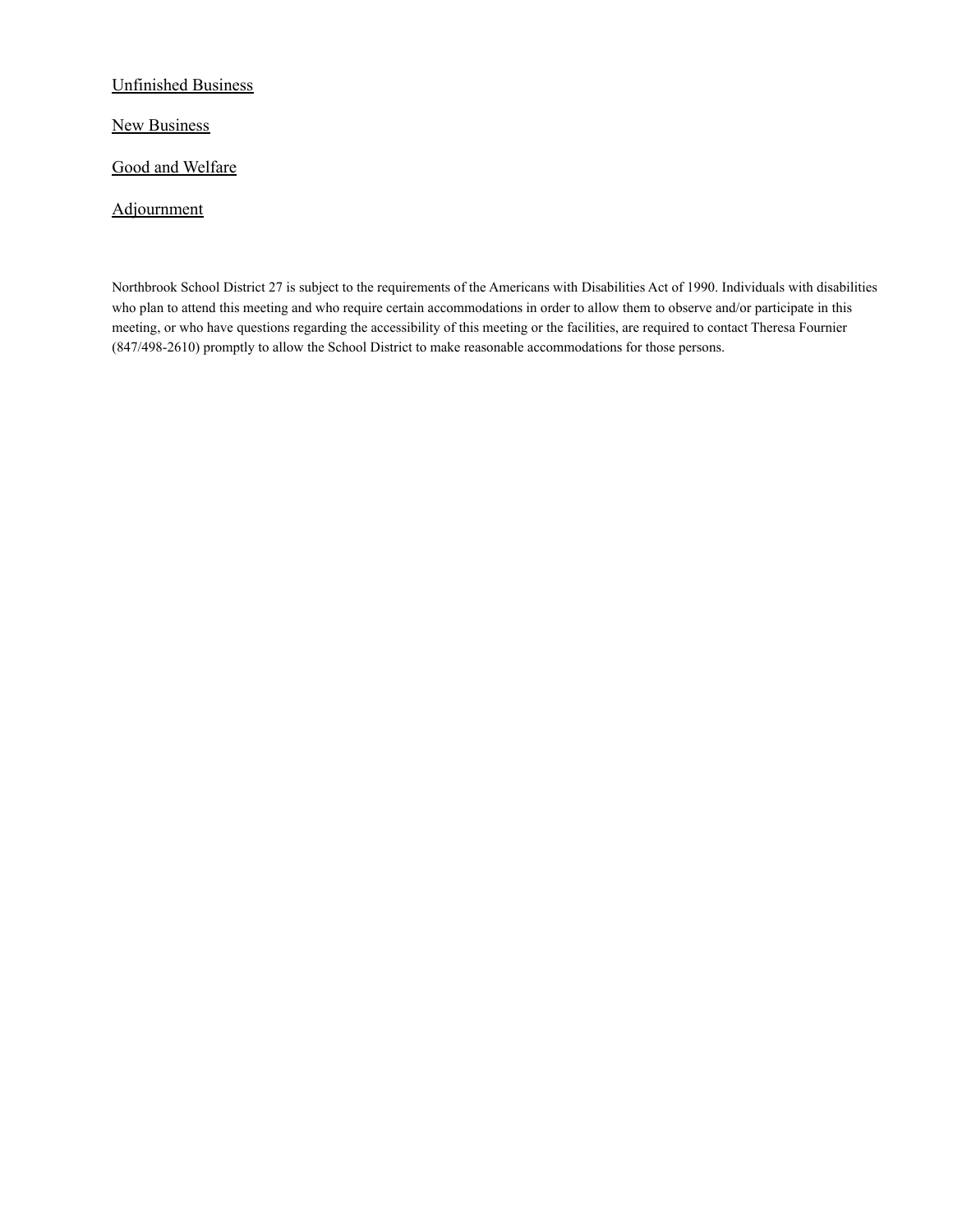<u>Unfinished Business</u>

<u>New Business</u>

<u>Good and Welfare</u>

<u>Adjournment</u>

Northbrook School District 27 is subject to the requirements of the Americans with Disabilities Act of 1990. Individuals with disabilities who plan to attend this meeting and who require certain accommodations in order to allow them to observe and/or participate in this meeting, or who have questions regarding the accessibility of this meeting or the facilities, are required to contact Theresa Fournier (847/498-2610) promptly to allow the School District to make reasonable accommodations for those persons.